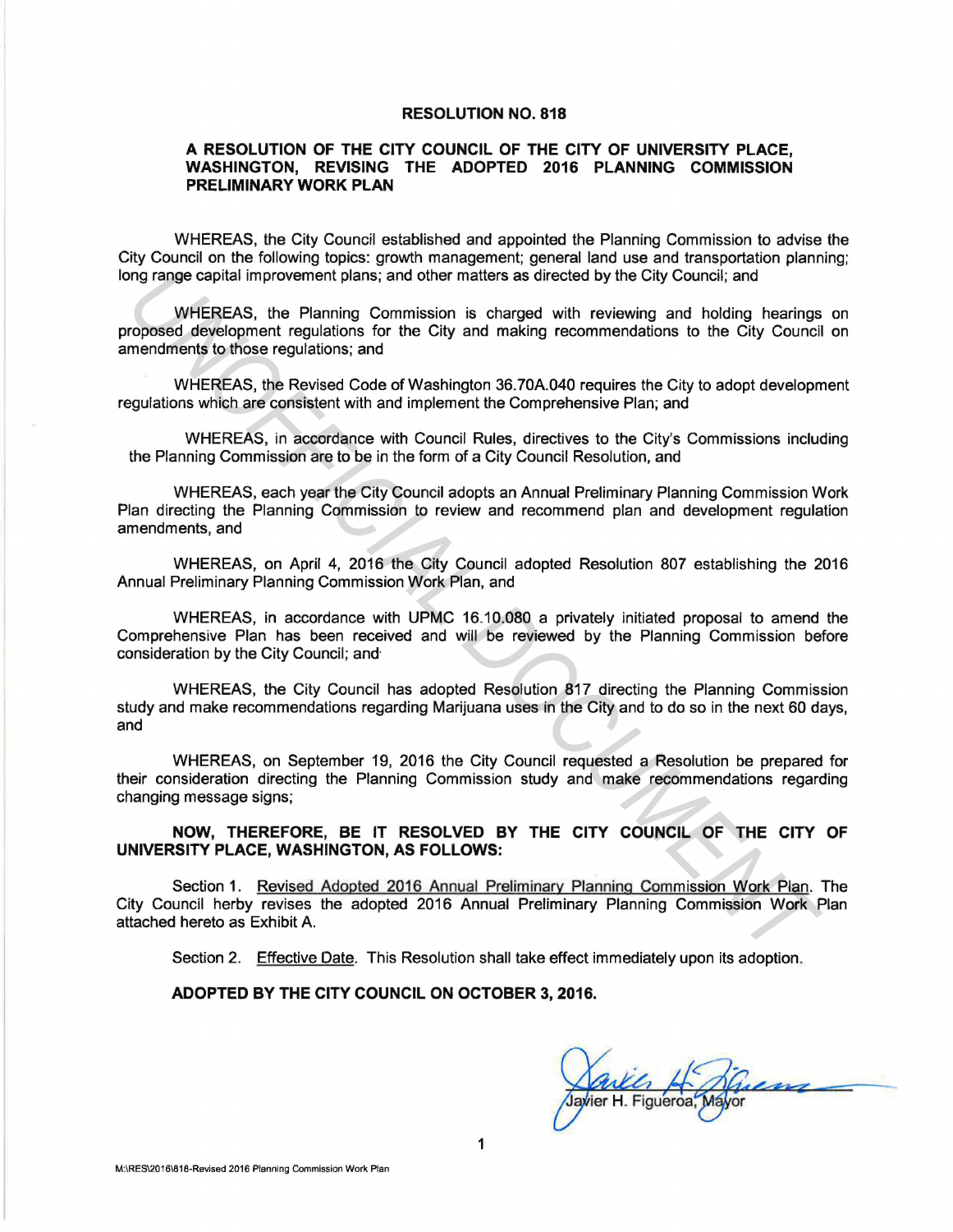# RESOLUTION NO. 818

## A RESOLUTION OF THE CITY COUNCIL OF THE CITY OF UNIVERSITY PLACE, WASHINGTON, REVISING THE ADOPTED 2016 PLANNING COMMISSION PRELIMINARY WORK PLAN

WHEREAS, the City Council established and appointed the Planning Commission to advise the City Council on the following topics: growth management; general land use and transportation planning; long range capital improvement plans; and other matters as directed by the City Council; and

WHEREAS, the Planning Commission is charged with reviewing and holding hearings on proposed development regulations for the City and making recommendations to the City Council on amendments to those regulations; and

WHEREAS, the Revised Code of Washington 36.70A.040 requires the City to adopt development regulations which are consistent with and implement the Comprehensive Plan; and

WHEREAS, in accordance with Council Rules, directives to the City's Commissions including the Planning Commission are to be in the form of a City Council Resolution, and

WHEREAS, each year the City Council adopts an Annual Preliminary Planning Commission Work Plan directing the Planning Commission to review and recommend plan and development regulation amendments, and

WHEREAS, on April 4, 2016 the City Council adopted Resolution 807 establishing the 2016 Annual Preliminary Planning Commission Work Plan, and

WHEREAS, in accordance with UPMC 16.10.080 a privately initiated proposal to amend the Comprehensive Plan has been received and will be reviewed by the Planning Commission before consideration by the City Council; and

WHEREAS, the City Council has adopted Resolution 817 directing the Planning Commission study and make recommendations regarding Marijuana uses in the City and to do so in the next 60 days, and

WHEREAS, on September 19, 2016 the City Council requested a Resolution be prepared for their consideration directing the Planning Commission study and make recommendations regarding changing message signs;

**NOW, THEREFORE, BE IT RESOLVED BY THE CITY COUNCIL OF THE CITY OF UNIVERSITY PLACE, WASHINGTON, AS FOLLOWS:**

Section 1. Revised Adopted 2016 Annual Preliminary Planning Commission Work Plan. The City Council herby revises the adopted 2016 Annual Preliminary Planning Commission Work Plan attached hereto as Exhibit A.

Section 2. Effective Date. This Resolution shall take effect immediately upon its adoption.

**ADOPTED BY THE CITY COUNCIL ON OCTOBER 3, 2016.**

Javier H. Figueroa, Mayor

M:\RES\2016\818-Revised 2016 Planning Commission Work Plan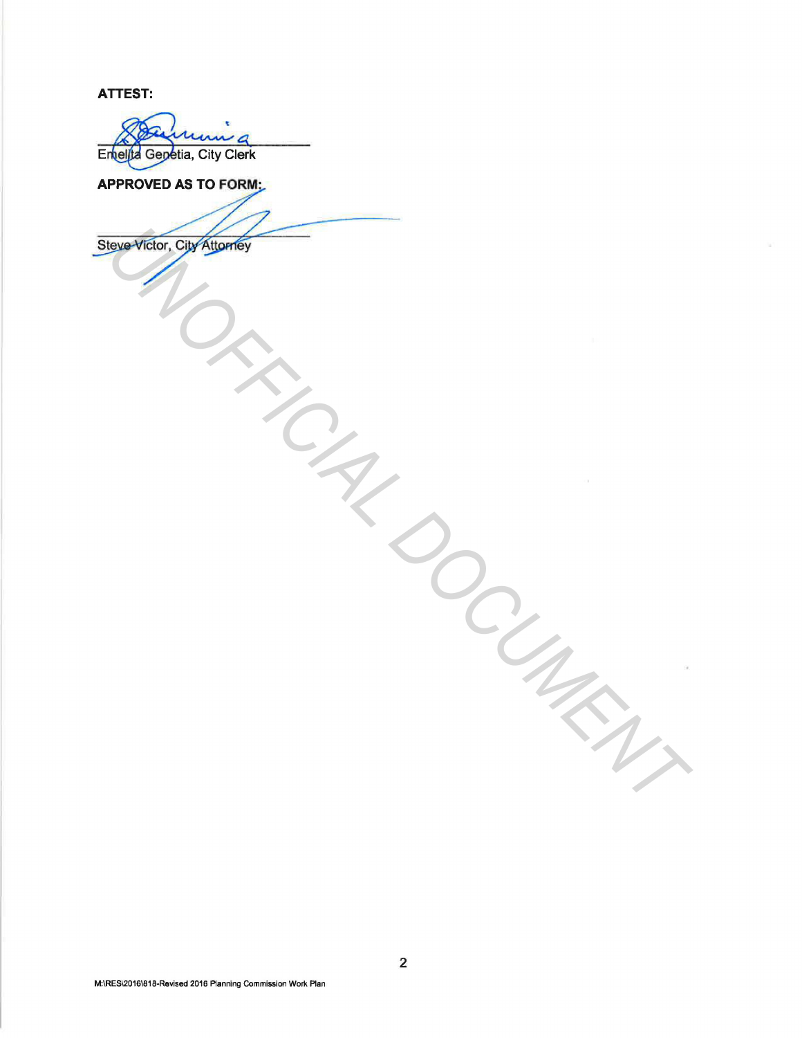**ATTEST:**

_______________________________
Emelita Genetia, City Clerk

**APPROVED AS TO FORM:**

_______________________________
Steve Victor, City Attorney

UNOFFICIAL DOCUMENT

M:\RES\2016\618-Revised 2016 Planning Commission Work Plan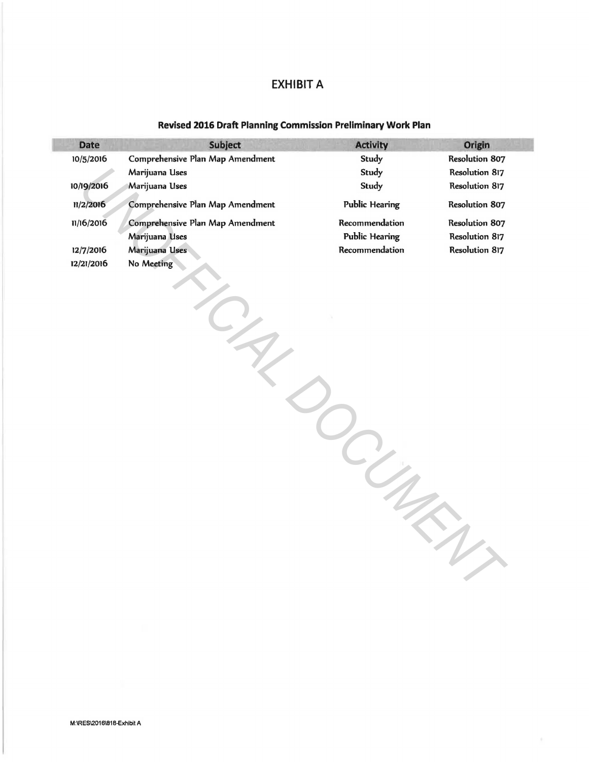# EXHIBIT A

## Revised 2016 Draft Planning Commission Preliminary Work Plan

| Date | Subject | Activity | Origin |
|---|---|---|---|
| 10/5/2016 | Comprehensive Plan Map Amendment | Study | Resolution 807 |
| | Marijuana Uses | Study | Resolution 817 |
| 10/19/2016 | Marijuana Uses | Study | Resolution 817 |
| 11/2/2016 | Comprehensive Plan Map Amendment | Public Hearing | Resolution 807 |
| 11/16/2016 | Comprehensive Plan Map Amendment | Recommendation | Resolution 807 |
| | Marijuana Uses | Public Hearing | Resolution 817 |
| 12/7/2016 | Marijuana Uses | Recommendation | Resolution 817 |
| 12/21/2016 | No Meeting | | |

UNOFFICIAL DOCUMENT

M:\RES\2016\818-Exhibit A